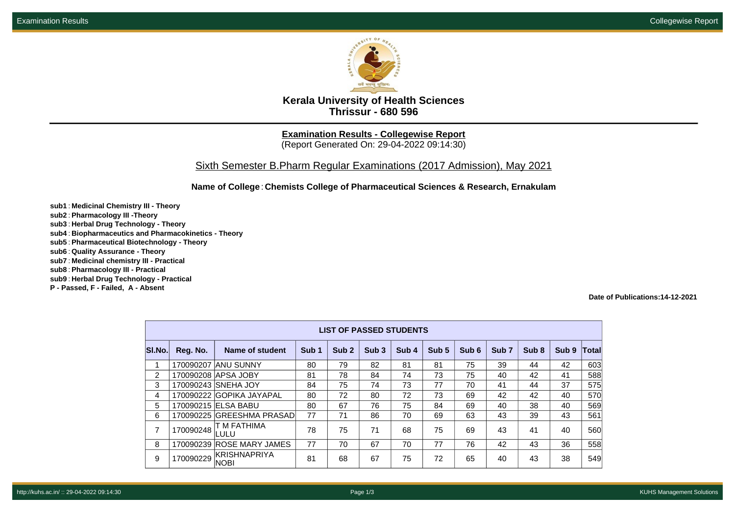# Kerala University of Health Sciences
## Thrissur - 680 596

**Examination Results - Collegewise Report**
(Report Generated On: 29-04-2022 09:14:30)

Sixth Semester B.Pharm Regular Examinations (2017 Admission), May 2021

**Name of College** : **Chemists College of Pharmaceutical Sciences & Research, Ernakulam**

**sub1** : **Medicinal Chemistry III - Theory**
**sub2** : **Pharmacology III -Theory**
**sub3** : **Herbal Drug Technology - Theory**
**sub4** : **Biopharmaceutics and Pharmacokinetics - Theory**
**sub5** : **Pharmaceutical Biotechnology - Theory**
**sub6** : **Quality Assurance - Theory**
**sub7** : **Medicinal chemistry III - Practical**
**sub8** : **Pharmacology III - Practical**
**sub9** : **Herbal Drug Technology - Practical**
**P - Passed, F - Failed, A - Absent**

**Date of Publications:14-12-2021**

**LIST OF PASSED STUDENTS**

| Sl.No. | Reg. No. | Name of student | Sub 1 | Sub 2 | Sub 3 | Sub 4 | Sub 5 | Sub 6 | Sub 7 | Sub 8 | Sub 9 | Total |
|---|---|---|---|---|---|---|---|---|---|---|---|---|
| 1 | 170090207 | ANU SUNNY | 80 | 79 | 82 | 81 | 81 | 75 | 39 | 44 | 42 | 603 |
| 2 | 170090208 | APSA JOBY | 81 | 78 | 84 | 74 | 73 | 75 | 40 | 42 | 41 | 588 |
| 3 | 170090243 | SNEHA JOY | 84 | 75 | 74 | 73 | 77 | 70 | 41 | 44 | 37 | 575 |
| 4 | 170090222 | GOPIKA JAYAPAL | 80 | 72 | 80 | 72 | 73 | 69 | 42 | 42 | 40 | 570 |
| 5 | 170090215 | ELSA BABU | 80 | 67 | 76 | 75 | 84 | 69 | 40 | 38 | 40 | 569 |
| 6 | 170090225 | GREESHMA PRASAD | 77 | 71 | 86 | 70 | 69 | 63 | 43 | 39 | 43 | 561 |
| 7 | 170090248 | T M FATHIMA LULU | 78 | 75 | 71 | 68 | 75 | 69 | 43 | 41 | 40 | 560 |
| 8 | 170090239 | ROSE MARY JAMES | 77 | 70 | 67 | 70 | 77 | 76 | 42 | 43 | 36 | 558 |
| 9 | 170090229 | KRISHNAPRIYA NOBI | 81 | 68 | 67 | 75 | 72 | 65 | 40 | 43 | 38 | 549 |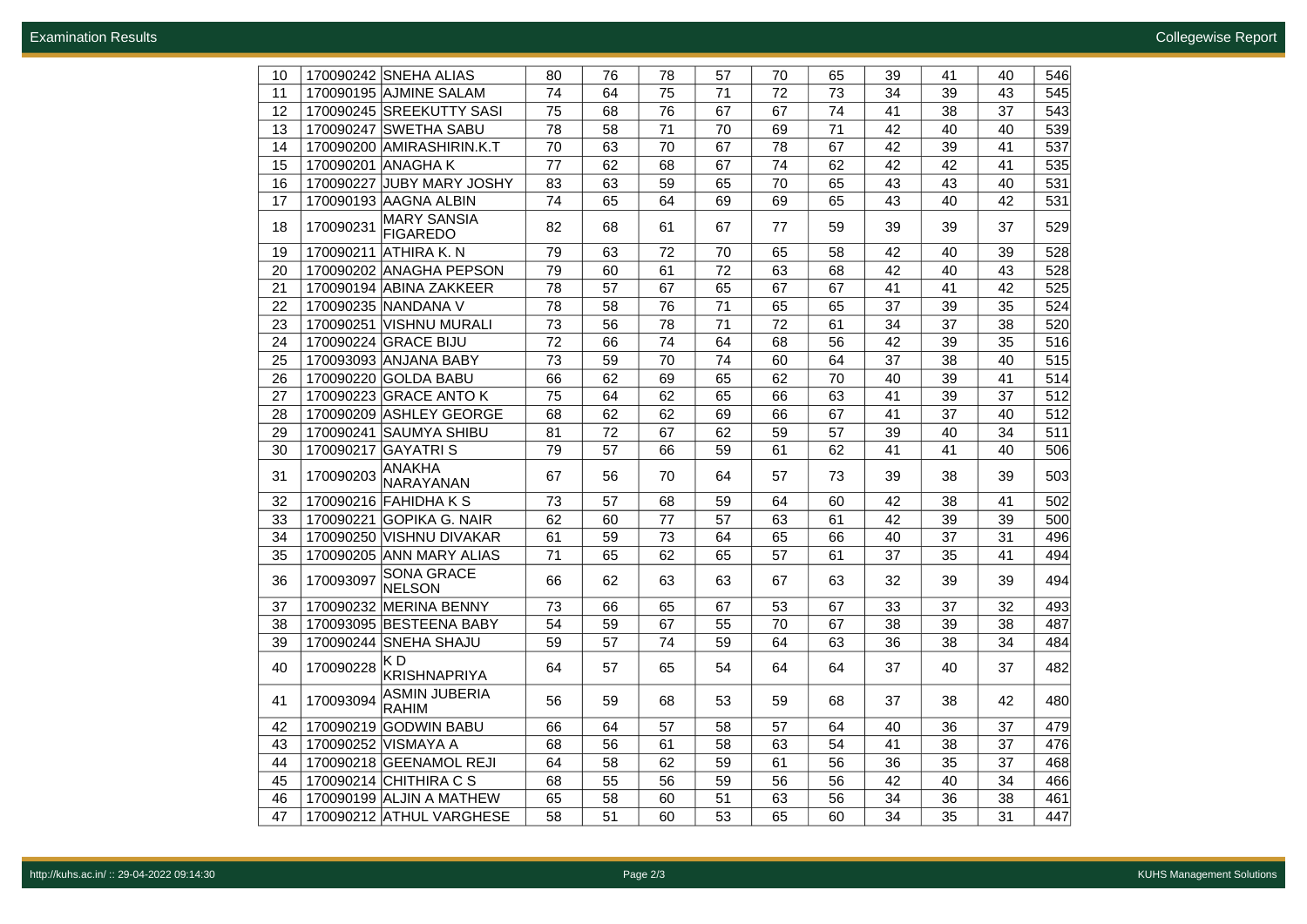| | | | | | | | | | | | | |
|---|---|---|---|---|---|---|---|---|---|---|---|---|
| 10 | 170090242 | SNEHA ALIAS | 80 | 76 | 78 | 57 | 70 | 65 | 39 | 41 | 40 | 546 |
| 11 | 170090195 | AJMINE SALAM | 74 | 64 | 75 | 71 | 72 | 73 | 34 | 39 | 43 | 545 |
| 12 | 170090245 | SREEKUTTY SASI | 75 | 68 | 76 | 67 | 67 | 74 | 41 | 38 | 37 | 543 |
| 13 | 170090247 | SWETHA SABU | 78 | 58 | 71 | 70 | 69 | 71 | 42 | 40 | 40 | 539 |
| 14 | 170090200 | AMIRASHIRIN.K.T | 70 | 63 | 70 | 67 | 78 | 67 | 42 | 39 | 41 | 537 |
| 15 | 170090201 | ANAGHA K | 77 | 62 | 68 | 67 | 74 | 62 | 42 | 42 | 41 | 535 |
| 16 | 170090227 | JUBY MARY JOSHY | 83 | 63 | 59 | 65 | 70 | 65 | 43 | 43 | 40 | 531 |
| 17 | 170090193 | AAGNA ALBIN | 74 | 65 | 64 | 69 | 69 | 65 | 43 | 40 | 42 | 531 |
| 18 | 170090231 | MARY SANSIA FIGAREDO | 82 | 68 | 61 | 67 | 77 | 59 | 39 | 39 | 37 | 529 |
| 19 | 170090211 | ATHIRA K. N | 79 | 63 | 72 | 70 | 65 | 58 | 42 | 40 | 39 | 528 |
| 20 | 170090202 | ANAGHA PEPSON | 79 | 60 | 61 | 72 | 63 | 68 | 42 | 40 | 43 | 528 |
| 21 | 170090194 | ABINA ZAKKEER | 78 | 57 | 67 | 65 | 67 | 67 | 41 | 41 | 42 | 525 |
| 22 | 170090235 | NANDANA V | 78 | 58 | 76 | 71 | 65 | 65 | 37 | 39 | 35 | 524 |
| 23 | 170090251 | VISHNU MURALI | 73 | 56 | 78 | 71 | 72 | 61 | 34 | 37 | 38 | 520 |
| 24 | 170090224 | GRACE BIJU | 72 | 66 | 74 | 64 | 68 | 56 | 42 | 39 | 35 | 516 |
| 25 | 170093093 | ANJANA BABY | 73 | 59 | 70 | 74 | 60 | 64 | 37 | 38 | 40 | 515 |
| 26 | 170090220 | GOLDA BABU | 66 | 62 | 69 | 65 | 62 | 70 | 40 | 39 | 41 | 514 |
| 27 | 170090223 | GRACE ANTO K | 75 | 64 | 62 | 65 | 66 | 63 | 41 | 39 | 37 | 512 |
| 28 | 170090209 | ASHLEY GEORGE | 68 | 62 | 62 | 69 | 66 | 67 | 41 | 37 | 40 | 512 |
| 29 | 170090241 | SAUMYA SHIBU | 81 | 72 | 67 | 62 | 59 | 57 | 39 | 40 | 34 | 511 |
| 30 | 170090217 | GAYATRI S | 79 | 57 | 66 | 59 | 61 | 62 | 41 | 41 | 40 | 506 |
| 31 | 170090203 | ANAKHA NARAYANAN | 67 | 56 | 70 | 64 | 57 | 73 | 39 | 38 | 39 | 503 |
| 32 | 170090216 | FAHIDHA K S | 73 | 57 | 68 | 59 | 64 | 60 | 42 | 38 | 41 | 502 |
| 33 | 170090221 | GOPIKA G. NAIR | 62 | 60 | 77 | 57 | 63 | 61 | 42 | 39 | 39 | 500 |
| 34 | 170090250 | VISHNU DIVAKAR | 61 | 59 | 73 | 64 | 65 | 66 | 40 | 37 | 31 | 496 |
| 35 | 170090205 | ANN MARY ALIAS | 71 | 65 | 62 | 65 | 57 | 61 | 37 | 35 | 41 | 494 |
| 36 | 170093097 | SONA GRACE NELSON | 66 | 62 | 63 | 63 | 67 | 63 | 32 | 39 | 39 | 494 |
| 37 | 170090232 | MERINA BENNY | 73 | 66 | 65 | 67 | 53 | 67 | 33 | 37 | 32 | 493 |
| 38 | 170093095 | BESTEENA BABY | 54 | 59 | 67 | 55 | 70 | 67 | 38 | 39 | 38 | 487 |
| 39 | 170090244 | SNEHA SHAJU | 59 | 57 | 74 | 59 | 64 | 63 | 36 | 38 | 34 | 484 |
| 40 | 170090228 | K D KRISHNAPRIYA | 64 | 57 | 65 | 54 | 64 | 64 | 37 | 40 | 37 | 482 |
| 41 | 170093094 | ASMIN JUBERIA RAHIM | 56 | 59 | 68 | 53 | 59 | 68 | 37 | 38 | 42 | 480 |
| 42 | 170090219 | GODWIN BABU | 66 | 64 | 57 | 58 | 57 | 64 | 40 | 36 | 37 | 479 |
| 43 | 170090252 | VISMAYA A | 68 | 56 | 61 | 58 | 63 | 54 | 41 | 38 | 37 | 476 |
| 44 | 170090218 | GEENAMOL REJI | 64 | 58 | 62 | 59 | 61 | 56 | 36 | 35 | 37 | 468 |
| 45 | 170090214 | CHITHIRA C S | 68 | 55 | 56 | 59 | 56 | 56 | 42 | 40 | 34 | 466 |
| 46 | 170090199 | ALJIN A MATHEW | 65 | 58 | 60 | 51 | 63 | 56 | 34 | 36 | 38 | 461 |
| 47 | 170090212 | ATHUL VARGHESE | 58 | 51 | 60 | 53 | 65 | 60 | 34 | 35 | 31 | 447 |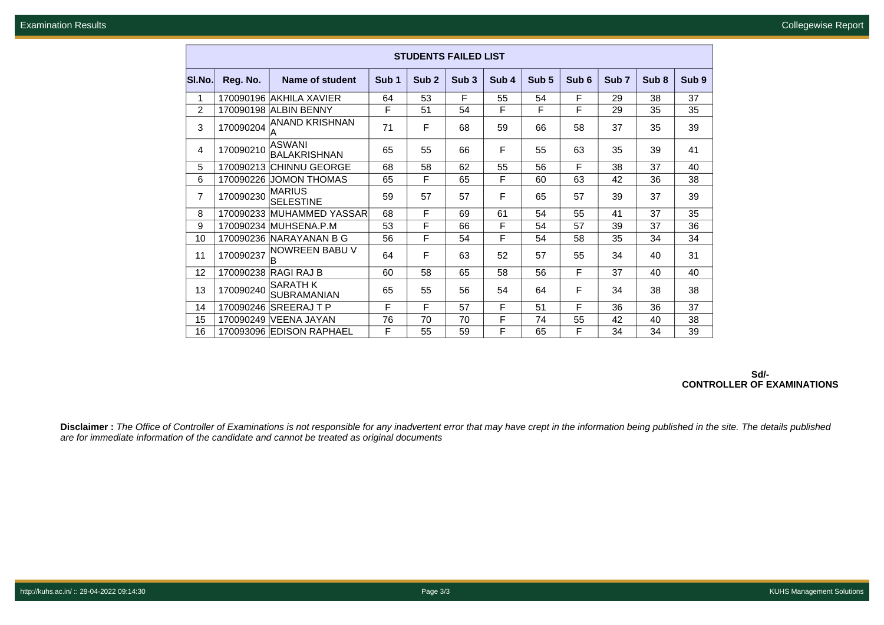| STUDENTS FAILED LIST | | | | | | | | | | | |
|---|---|---|---|---|---|---|---|---|---|---|---|
| **Sl.No.** | **Reg. No.** | **Name of student** | **Sub 1** | **Sub 2** | **Sub 3** | **Sub 4** | **Sub 5** | **Sub 6** | **Sub 7** | **Sub 8** | **Sub 9** |
| 1 | 170090196 | AKHILA XAVIER | 64 | 53 | F | 55 | 54 | F | 29 | 38 | 37 |
| 2 | 170090198 | ALBIN BENNY | F | 51 | 54 | F | F | F | 29 | 35 | 35 |
| 3 | 170090204 | ANAND KRISHNAN A | 71 | F | 68 | 59 | 66 | 58 | 37 | 35 | 39 |
| 4 | 170090210 | ASWANI BALAKRISHNAN | 65 | 55 | 66 | F | 55 | 63 | 35 | 39 | 41 |
| 5 | 170090213 | CHINNU GEORGE | 68 | 58 | 62 | 55 | 56 | F | 38 | 37 | 40 |
| 6 | 170090226 | JOMON THOMAS | 65 | F | 65 | F | 60 | 63 | 42 | 36 | 38 |
| 7 | 170090230 | MARIUS SELESTINE | 59 | 57 | 57 | F | 65 | 57 | 39 | 37 | 39 |
| 8 | 170090233 | MUHAMMED YASSAR | 68 | F | 69 | 61 | 54 | 55 | 41 | 37 | 35 |
| 9 | 170090234 | MUHSENA.P.M | 53 | F | 66 | F | 54 | 57 | 39 | 37 | 36 |
| 10 | 170090236 | NARAYANAN B G | 56 | F | 54 | F | 54 | 58 | 35 | 34 | 34 |
| 11 | 170090237 | NOWREEN BABU V B | 64 | F | 63 | 52 | 57 | 55 | 34 | 40 | 31 |
| 12 | 170090238 | RAGI RAJ B | 60 | 58 | 65 | 58 | 56 | F | 37 | 40 | 40 |
| 13 | 170090240 | SARATH K SUBRAMANIAN | 65 | 55 | 56 | 54 | 64 | F | 34 | 38 | 38 |
| 14 | 170090246 | SREERAJ T P | F | F | 57 | F | 51 | F | 36 | 36 | 37 |
| 15 | 170090249 | VEENA JAYAN | 76 | 70 | 70 | F | 74 | 55 | 42 | 40 | 38 |
| 16 | 170093096 | EDISON RAPHAEL | F | 55 | 59 | F | 65 | F | 34 | 34 | 39 |

**Sd/-**
**CONTROLLER OF EXAMINATIONS**

**Disclaimer :** *The Office of Controller of Examinations is not responsible for any inadvertent error that may have crept in the information being published in the site. The details published are for immediate information of the candidate and cannot be treated as original documents*